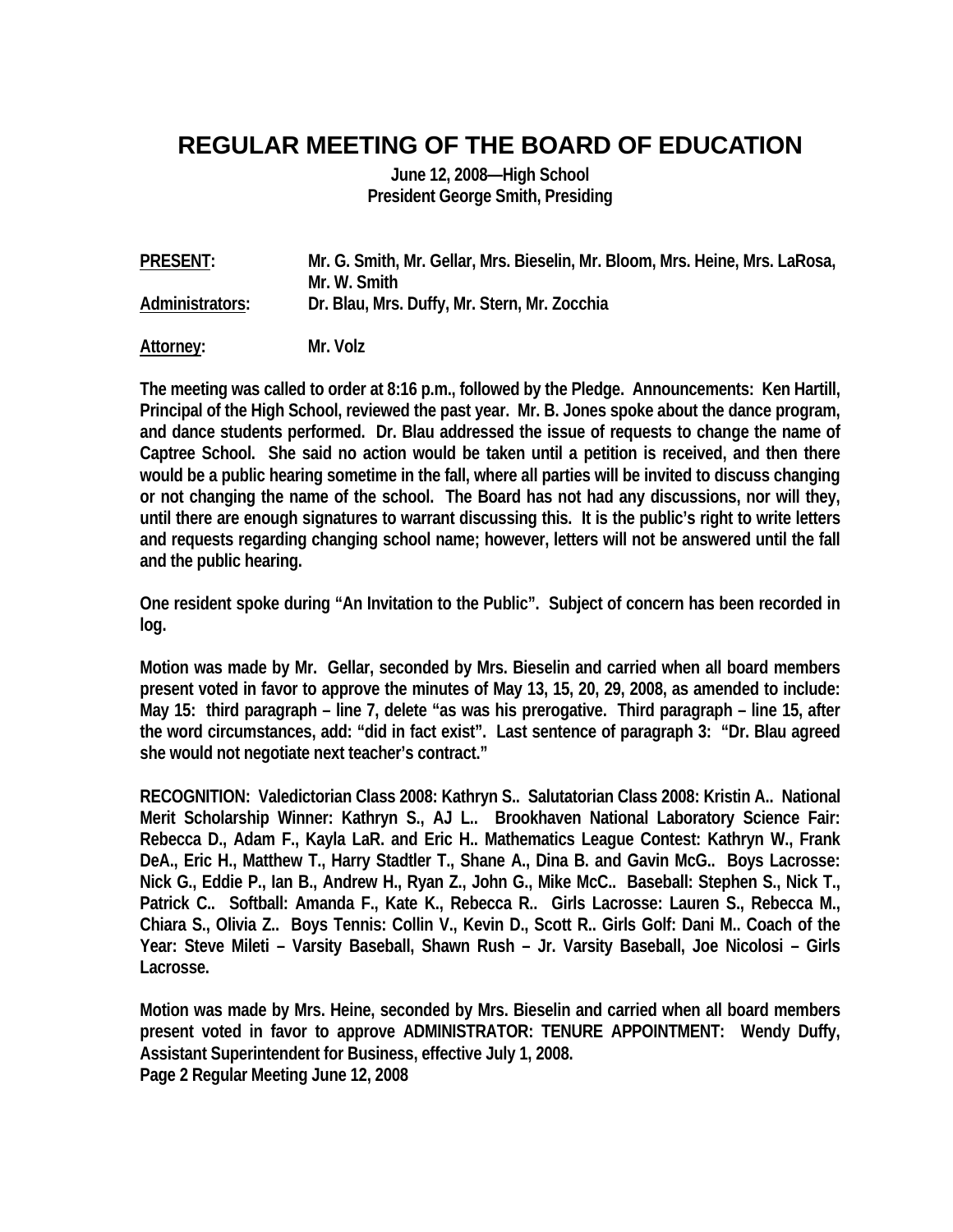# REGULAR MEETING OF THE BOARD OF EDUCATION

**June 12, 2008—High School**
**President George Smith, Presiding**

**PRESENT:** Mr. G. Smith, Mr. Gellar, Mrs. Bieselin, Mr. Bloom, Mrs. Heine, Mrs. LaRosa, Mr. W. Smith

**Administrators:** Dr. Blau, Mrs. Duffy, Mr. Stern, Mr. Zocchia

**Attorney:** Mr. Volz

The meeting was called to order at 8:16 p.m., followed by the Pledge. Announcements: Ken Hartill, Principal of the High School, reviewed the past year. Mr. B. Jones spoke about the dance program, and dance students performed. Dr. Blau addressed the issue of requests to change the name of Captree School. She said no action would be taken until a petition is received, and then there would be a public hearing sometime in the fall, where all parties will be invited to discuss changing or not changing the name of the school. The Board has not had any discussions, nor will they, until there are enough signatures to warrant discussing this. It is the public's right to write letters and requests regarding changing school name; however, letters will not be answered until the fall and the public hearing.

One resident spoke during "An Invitation to the Public". Subject of concern has been recorded in log.

Motion was made by Mr. Gellar, seconded by Mrs. Bieselin and carried when all board members present voted in favor to approve the minutes of May 13, 15, 20, 29, 2008, as amended to include: May 15: third paragraph – line 7, delete "as was his prerogative. Third paragraph – line 15, after the word circumstances, add: "did in fact exist". Last sentence of paragraph 3: "Dr. Blau agreed she would not negotiate next teacher's contract."

RECOGNITION: Valedictorian Class 2008: Kathryn S.. Salutatorian Class 2008: Kristin A.. National Merit Scholarship Winner: Kathryn S., AJ L.. Brookhaven National Laboratory Science Fair: Rebecca D., Adam F., Kayla LaR. and Eric H.. Mathematics League Contest: Kathryn W., Frank DeA., Eric H., Matthew T., Harry Stadtler T., Shane A., Dina B. and Gavin McG.. Boys Lacrosse: Nick G., Eddie P., Ian B., Andrew H., Ryan Z., John G., Mike McC.. Baseball: Stephen S., Nick T., Patrick C.. Softball: Amanda F., Kate K., Rebecca R.. Girls Lacrosse: Lauren S., Rebecca M., Chiara S., Olivia Z.. Boys Tennis: Collin V., Kevin D., Scott R.. Girls Golf: Dani M.. Coach of the Year: Steve Mileti – Varsity Baseball, Shawn Rush – Jr. Varsity Baseball, Joe Nicolosi – Girls Lacrosse.

Motion was made by Mrs. Heine, seconded by Mrs. Bieselin and carried when all board members present voted in favor to approve ADMINISTRATOR: TENURE APPOINTMENT: Wendy Duffy, Assistant Superintendent for Business, effective July 1, 2008.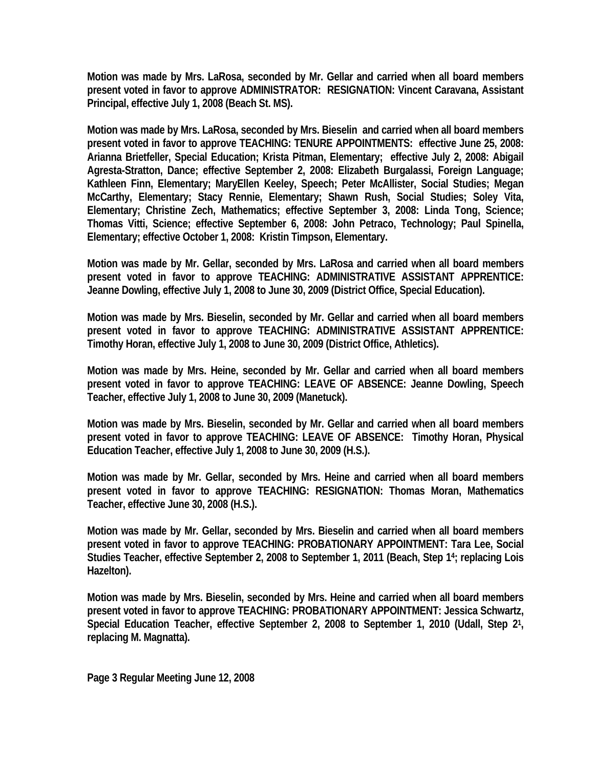**Motion was made by Mrs. LaRosa, seconded by Mr. Gellar and carried when all board members present voted in favor to approve ADMINISTRATOR: RESIGNATION: Vincent Caravana, Assistant Principal, effective July 1, 2008 (Beach St. MS).**

**Motion was made by Mrs. LaRosa, seconded by Mrs. Bieselin and carried when all board members present voted in favor to approve TEACHING: TENURE APPOINTMENTS: effective June 25, 2008: Arianna Brietfeller, Special Education; Krista Pitman, Elementary; effective July 2, 2008: Abigail Agresta-Stratton, Dance; effective September 2, 2008: Elizabeth Burgalassi, Foreign Language; Kathleen Finn, Elementary; MaryEllen Keeley, Speech; Peter McAllister, Social Studies; Megan McCarthy, Elementary; Stacy Rennie, Elementary; Shawn Rush, Social Studies; Soley Vita, Elementary; Christine Zech, Mathematics; effective September 3, 2008: Linda Tong, Science; Thomas Vitti, Science; effective September 6, 2008: John Petraco, Technology; Paul Spinella, Elementary; effective October 1, 2008: Kristin Timpson, Elementary.**

**Motion was made by Mr. Gellar, seconded by Mrs. LaRosa and carried when all board members present voted in favor to approve TEACHING: ADMINISTRATIVE ASSISTANT APPRENTICE: Jeanne Dowling, effective July 1, 2008 to June 30, 2009 (District Office, Special Education).**

**Motion was made by Mrs. Bieselin, seconded by Mr. Gellar and carried when all board members present voted in favor to approve TEACHING: ADMINISTRATIVE ASSISTANT APPRENTICE: Timothy Horan, effective July 1, 2008 to June 30, 2009 (District Office, Athletics).**

**Motion was made by Mrs. Heine, seconded by Mr. Gellar and carried when all board members present voted in favor to approve TEACHING: LEAVE OF ABSENCE: Jeanne Dowling, Speech Teacher, effective July 1, 2008 to June 30, 2009 (Manetuck).**

**Motion was made by Mrs. Bieselin, seconded by Mr. Gellar and carried when all board members present voted in favor to approve TEACHING: LEAVE OF ABSENCE: Timothy Horan, Physical Education Teacher, effective July 1, 2008 to June 30, 2009 (H.S.).**

**Motion was made by Mr. Gellar, seconded by Mrs. Heine and carried when all board members present voted in favor to approve TEACHING: RESIGNATION: Thomas Moran, Mathematics Teacher, effective June 30, 2008 (H.S.).**

**Motion was made by Mr. Gellar, seconded by Mrs. Bieselin and carried when all board members present voted in favor to approve TEACHING: PROBATIONARY APPOINTMENT: Tara Lee, Social Studies Teacher, effective September 2, 2008 to September 1, 2011 (Beach, Step 1[4]; replacing Lois Hazelton).**

**Motion was made by Mrs. Bieselin, seconded by Mrs. Heine and carried when all board members present voted in favor to approve TEACHING: PROBATIONARY APPOINTMENT: Jessica Schwartz, Special Education Teacher, effective September 2, 2008 to September 1, 2010 (Udall, Step 2[1], replacing M. Magnatta).**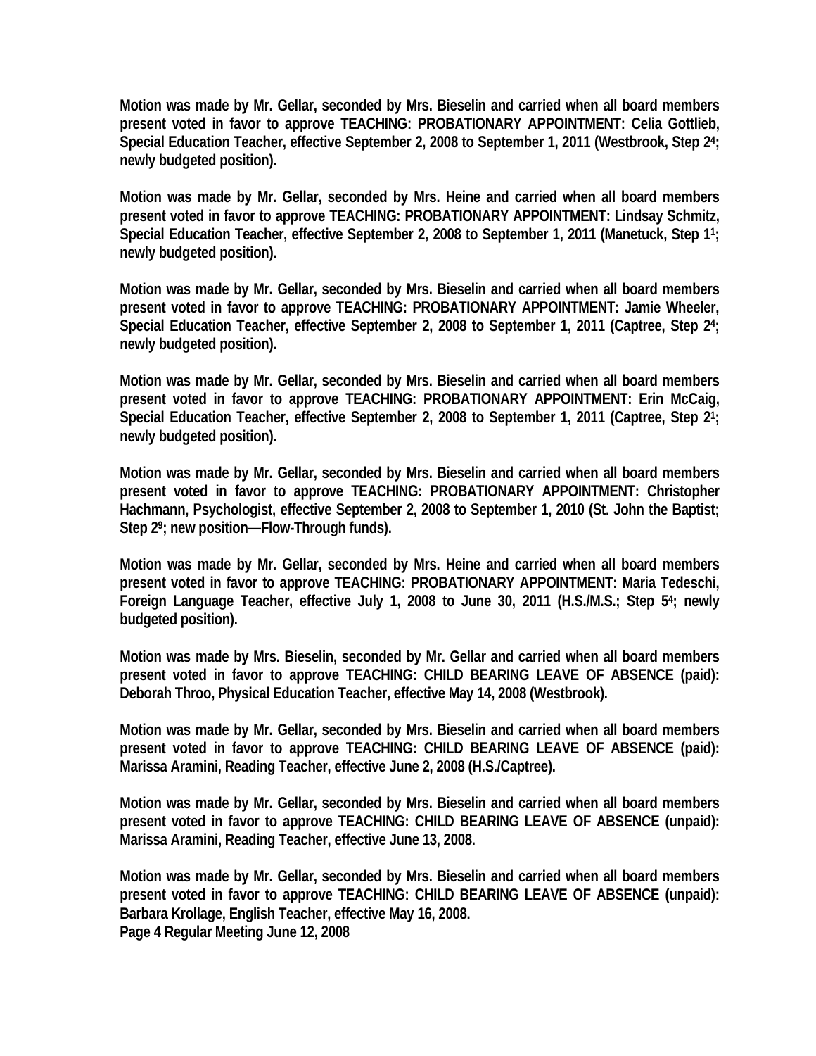**Motion was made by Mr. Gellar, seconded by Mrs. Bieselin and carried when all board members present voted in favor to approve TEACHING: PROBATIONARY APPOINTMENT: Celia Gottlieb, Special Education Teacher, effective September 2, 2008 to September 1, 2011 (Westbrook, Step $2^4$; newly budgeted position).**

**Motion was made by Mr. Gellar, seconded by Mrs. Heine and carried when all board members present voted in favor to approve TEACHING: PROBATIONARY APPOINTMENT: Lindsay Schmitz, Special Education Teacher, effective September 2, 2008 to September 1, 2011 (Manetuck, Step $1^1$; newly budgeted position).**

**Motion was made by Mr. Gellar, seconded by Mrs. Bieselin and carried when all board members present voted in favor to approve TEACHING: PROBATIONARY APPOINTMENT: Jamie Wheeler, Special Education Teacher, effective September 2, 2008 to September 1, 2011 (Captree, Step $2^4$; newly budgeted position).**

**Motion was made by Mr. Gellar, seconded by Mrs. Bieselin and carried when all board members present voted in favor to approve TEACHING: PROBATIONARY APPOINTMENT: Erin McCaig, Special Education Teacher, effective September 2, 2008 to September 1, 2011 (Captree, Step $2^1$; newly budgeted position).**

**Motion was made by Mr. Gellar, seconded by Mrs. Bieselin and carried when all board members present voted in favor to approve TEACHING: PROBATIONARY APPOINTMENT: Christopher Hachmann, Psychologist, effective September 2, 2008 to September 1, 2010 (St. John the Baptist; Step $2^9$; new position—Flow-Through funds).**

**Motion was made by Mr. Gellar, seconded by Mrs. Heine and carried when all board members present voted in favor to approve TEACHING: PROBATIONARY APPOINTMENT: Maria Tedeschi, Foreign Language Teacher, effective July 1, 2008 to June 30, 2011 (H.S./M.S.; Step $5^4$; newly budgeted position).**

**Motion was made by Mrs. Bieselin, seconded by Mr. Gellar and carried when all board members present voted in favor to approve TEACHING: CHILD BEARING LEAVE OF ABSENCE (paid): Deborah Throo, Physical Education Teacher, effective May 14, 2008 (Westbrook).**

**Motion was made by Mr. Gellar, seconded by Mrs. Bieselin and carried when all board members present voted in favor to approve TEACHING: CHILD BEARING LEAVE OF ABSENCE (paid): Marissa Aramini, Reading Teacher, effective June 2, 2008 (H.S./Captree).**

**Motion was made by Mr. Gellar, seconded by Mrs. Bieselin and carried when all board members present voted in favor to approve TEACHING: CHILD BEARING LEAVE OF ABSENCE (unpaid): Marissa Aramini, Reading Teacher, effective June 13, 2008.**

**Motion was made by Mr. Gellar, seconded by Mrs. Bieselin and carried when all board members present voted in favor to approve TEACHING: CHILD BEARING LEAVE OF ABSENCE (unpaid): Barbara Krollage, English Teacher, effective May 16, 2008.**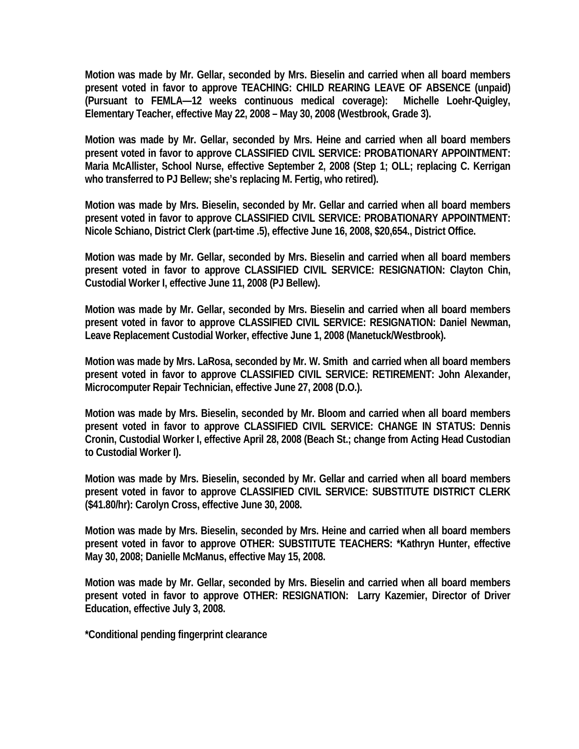**Motion was made by Mr. Gellar, seconded by Mrs. Bieselin and carried when all board members present voted in favor to approve TEACHING: CHILD REARING LEAVE OF ABSENCE (unpaid) (Pursuant to FEMLA—12 weeks continuous medical coverage): Michelle Loehr-Quigley, Elementary Teacher, effective May 22, 2008 – May 30, 2008 (Westbrook, Grade 3).**

**Motion was made by Mr. Gellar, seconded by Mrs. Heine and carried when all board members present voted in favor to approve CLASSIFIED CIVIL SERVICE: PROBATIONARY APPOINTMENT: Maria McAllister, School Nurse, effective September 2, 2008 (Step 1; OLL; replacing C. Kerrigan who transferred to PJ Bellew; she's replacing M. Fertig, who retired).**

**Motion was made by Mrs. Bieselin, seconded by Mr. Gellar and carried when all board members present voted in favor to approve CLASSIFIED CIVIL SERVICE: PROBATIONARY APPOINTMENT: Nicole Schiano, District Clerk (part-time .5), effective June 16, 2008, $20,654., District Office.**

**Motion was made by Mr. Gellar, seconded by Mrs. Bieselin and carried when all board members present voted in favor to approve CLASSIFIED CIVIL SERVICE: RESIGNATION: Clayton Chin, Custodial Worker I, effective June 11, 2008 (PJ Bellew).**

**Motion was made by Mr. Gellar, seconded by Mrs. Bieselin and carried when all board members present voted in favor to approve CLASSIFIED CIVIL SERVICE: RESIGNATION: Daniel Newman, Leave Replacement Custodial Worker, effective June 1, 2008 (Manetuck/Westbrook).**

**Motion was made by Mrs. LaRosa, seconded by Mr. W. Smith and carried when all board members present voted in favor to approve CLASSIFIED CIVIL SERVICE: RETIREMENT: John Alexander, Microcomputer Repair Technician, effective June 27, 2008 (D.O.).**

**Motion was made by Mrs. Bieselin, seconded by Mr. Bloom and carried when all board members present voted in favor to approve CLASSIFIED CIVIL SERVICE: CHANGE IN STATUS: Dennis Cronin, Custodial Worker I, effective April 28, 2008 (Beach St.; change from Acting Head Custodian to Custodial Worker I).**

**Motion was made by Mrs. Bieselin, seconded by Mr. Gellar and carried when all board members present voted in favor to approve CLASSIFIED CIVIL SERVICE: SUBSTITUTE DISTRICT CLERK ($41.80/hr): Carolyn Cross, effective June 30, 2008.**

**Motion was made by Mrs. Bieselin, seconded by Mrs. Heine and carried when all board members present voted in favor to approve OTHER: SUBSTITUTE TEACHERS: *Kathryn Hunter, effective May 30, 2008; Danielle McManus, effective May 15, 2008.**

**Motion was made by Mr. Gellar, seconded by Mrs. Bieselin and carried when all board members present voted in favor to approve OTHER: RESIGNATION: Larry Kazemier, Director of Driver Education, effective July 3, 2008.**

**\*Conditional pending fingerprint clearance**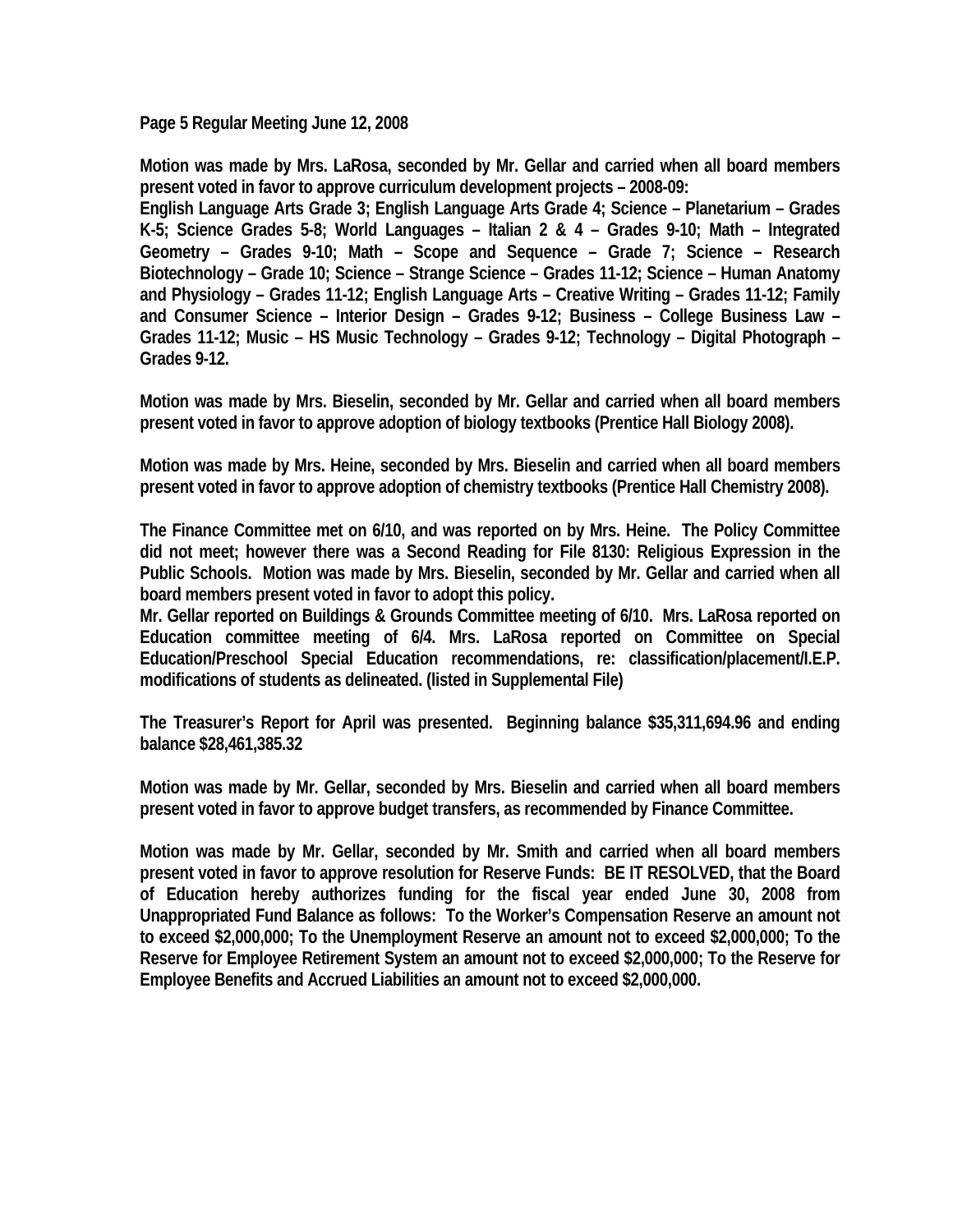**Page 5 Regular Meeting June 12, 2008**

**Motion was made by Mrs. LaRosa, seconded by Mr. Gellar and carried when all board members present voted in favor to approve curriculum development projects – 2008-09:**
**English Language Arts Grade 3; English Language Arts Grade 4; Science – Planetarium – Grades K-5; Science Grades 5-8; World Languages – Italian 2 & 4 – Grades 9-10; Math – Integrated Geometry – Grades 9-10; Math – Scope and Sequence – Grade 7; Science – Research Biotechnology – Grade 10; Science – Strange Science – Grades 11-12; Science – Human Anatomy and Physiology – Grades 11-12; English Language Arts – Creative Writing – Grades 11-12; Family and Consumer Science – Interior Design – Grades 9-12; Business – College Business Law – Grades 11-12; Music – HS Music Technology – Grades 9-12; Technology – Digital Photograph – Grades 9-12.**

**Motion was made by Mrs. Bieselin, seconded by Mr. Gellar and carried when all board members present voted in favor to approve adoption of biology textbooks (Prentice Hall Biology 2008).**

**Motion was made by Mrs. Heine, seconded by Mrs. Bieselin and carried when all board members present voted in favor to approve adoption of chemistry textbooks (Prentice Hall Chemistry 2008).**

**The Finance Committee met on 6/10, and was reported on by Mrs. Heine. The Policy Committee did not meet; however there was a Second Reading for File 8130: Religious Expression in the Public Schools. Motion was made by Mrs. Bieselin, seconded by Mr. Gellar and carried when all board members present voted in favor to adopt this policy.**
**Mr. Gellar reported on Buildings & Grounds Committee meeting of 6/10. Mrs. LaRosa reported on Education committee meeting of 6/4. Mrs. LaRosa reported on Committee on Special Education/Preschool Special Education recommendations, re: classification/placement/I.E.P. modifications of students as delineated. (listed in Supplemental File)**

**The Treasurer's Report for April was presented. Beginning balance $35,311,694.96 and ending balance $28,461,385.32**

**Motion was made by Mr. Gellar, seconded by Mrs. Bieselin and carried when all board members present voted in favor to approve budget transfers, as recommended by Finance Committee.**

**Motion was made by Mr. Gellar, seconded by Mr. Smith and carried when all board members present voted in favor to approve resolution for Reserve Funds: BE IT RESOLVED, that the Board of Education hereby authorizes funding for the fiscal year ended June 30, 2008 from Unappropriated Fund Balance as follows: To the Worker's Compensation Reserve an amount not to exceed $2,000,000; To the Unemployment Reserve an amount not to exceed $2,000,000; To the Reserve for Employee Retirement System an amount not to exceed $2,000,000; To the Reserve for Employee Benefits and Accrued Liabilities an amount not to exceed $2,000,000.**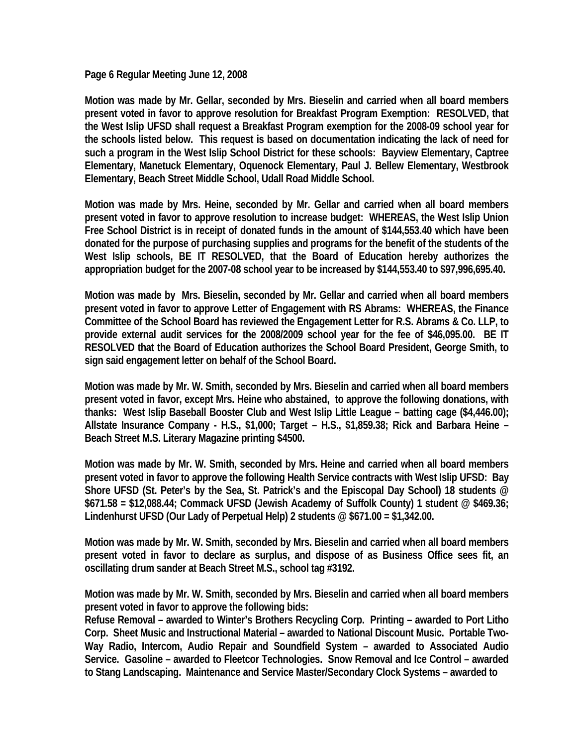**Page 6 Regular Meeting June 12, 2008**

**Motion was made by Mr. Gellar, seconded by Mrs. Bieselin and carried when all board members present voted in favor to approve resolution for Breakfast Program Exemption: RESOLVED, that the West Islip UFSD shall request a Breakfast Program exemption for the 2008-09 school year for the schools listed below. This request is based on documentation indicating the lack of need for such a program in the West Islip School District for these schools: Bayview Elementary, Captree Elementary, Manetuck Elementary, Oquenock Elementary, Paul J. Bellew Elementary, Westbrook Elementary, Beach Street Middle School, Udall Road Middle School.**

**Motion was made by Mrs. Heine, seconded by Mr. Gellar and carried when all board members present voted in favor to approve resolution to increase budget: WHEREAS, the West Islip Union Free School District is in receipt of donated funds in the amount of $144,553.40 which have been donated for the purpose of purchasing supplies and programs for the benefit of the students of the West Islip schools, BE IT RESOLVED, that the Board of Education hereby authorizes the appropriation budget for the 2007-08 school year to be increased by $144,553.40 to $97,996,695.40.**

**Motion was made by Mrs. Bieselin, seconded by Mr. Gellar and carried when all board members present voted in favor to approve Letter of Engagement with RS Abrams: WHEREAS, the Finance Committee of the School Board has reviewed the Engagement Letter for R.S. Abrams & Co. LLP, to provide external audit services for the 2008/2009 school year for the fee of $46,095.00. BE IT RESOLVED that the Board of Education authorizes the School Board President, George Smith, to sign said engagement letter on behalf of the School Board.**

**Motion was made by Mr. W. Smith, seconded by Mrs. Bieselin and carried when all board members present voted in favor, except Mrs. Heine who abstained, to approve the following donations, with thanks: West Islip Baseball Booster Club and West Islip Little League – batting cage ($4,446.00); Allstate Insurance Company - H.S., $1,000; Target – H.S., $1,859.38; Rick and Barbara Heine – Beach Street M.S. Literary Magazine printing $4500.**

**Motion was made by Mr. W. Smith, seconded by Mrs. Heine and carried when all board members present voted in favor to approve the following Health Service contracts with West Islip UFSD: Bay Shore UFSD (St. Peter's by the Sea, St. Patrick's and the Episcopal Day School) 18 students @ $671.58 = $12,088.44; Commack UFSD (Jewish Academy of Suffolk County) 1 student @ $469.36; Lindenhurst UFSD (Our Lady of Perpetual Help) 2 students @ $671.00 = $1,342.00.**

**Motion was made by Mr. W. Smith, seconded by Mrs. Bieselin and carried when all board members present voted in favor to declare as surplus, and dispose of as Business Office sees fit, an oscillating drum sander at Beach Street M.S., school tag #3192.**

**Motion was made by Mr. W. Smith, seconded by Mrs. Bieselin and carried when all board members present voted in favor to approve the following bids:**
**Refuse Removal – awarded to Winter's Brothers Recycling Corp. Printing – awarded to Port Litho Corp. Sheet Music and Instructional Material – awarded to National Discount Music. Portable Two-Way Radio, Intercom, Audio Repair and Soundfield System – awarded to Associated Audio Service. Gasoline – awarded to Fleetcor Technologies. Snow Removal and Ice Control – awarded to Stang Landscaping. Maintenance and Service Master/Secondary Clock Systems – awarded to**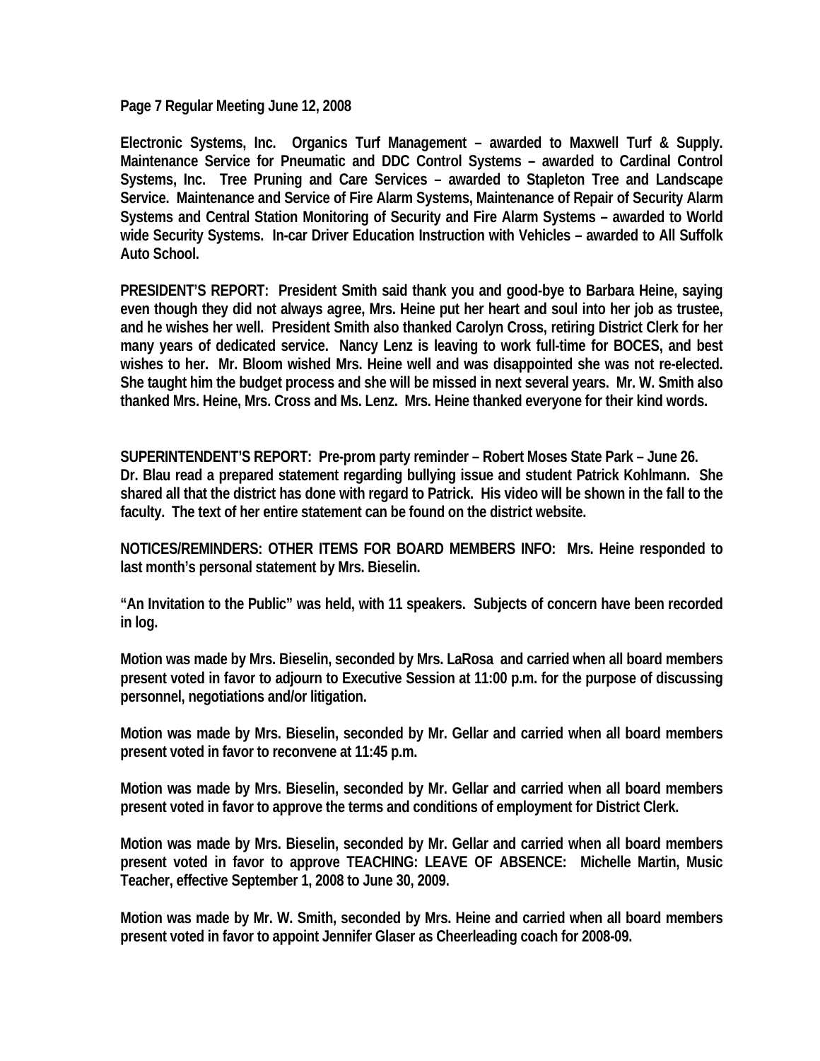**Electronic Systems, Inc. Organics Turf Management – awarded to Maxwell Turf & Supply. Maintenance Service for Pneumatic and DDC Control Systems – awarded to Cardinal Control Systems, Inc. Tree Pruning and Care Services – awarded to Stapleton Tree and Landscape Service. Maintenance and Service of Fire Alarm Systems, Maintenance of Repair of Security Alarm Systems and Central Station Monitoring of Security and Fire Alarm Systems – awarded to World wide Security Systems. In-car Driver Education Instruction with Vehicles – awarded to All Suffolk Auto School.**

**PRESIDENT'S REPORT: President Smith said thank you and good-bye to Barbara Heine, saying even though they did not always agree, Mrs. Heine put her heart and soul into her job as trustee, and he wishes her well. President Smith also thanked Carolyn Cross, retiring District Clerk for her many years of dedicated service. Nancy Lenz is leaving to work full-time for BOCES, and best wishes to her. Mr. Bloom wished Mrs. Heine well and was disappointed she was not re-elected. She taught him the budget process and she will be missed in next several years. Mr. W. Smith also thanked Mrs. Heine, Mrs. Cross and Ms. Lenz. Mrs. Heine thanked everyone for their kind words.**

**SUPERINTENDENT'S REPORT: Pre-prom party reminder – Robert Moses State Park – June 26.**
**Dr. Blau read a prepared statement regarding bullying issue and student Patrick Kohlmann. She shared all that the district has done with regard to Patrick. His video will be shown in the fall to the faculty. The text of her entire statement can be found on the district website.**

**NOTICES/REMINDERS: OTHER ITEMS FOR BOARD MEMBERS INFO: Mrs. Heine responded to last month's personal statement by Mrs. Bieselin.**

**"An Invitation to the Public" was held, with 11 speakers. Subjects of concern have been recorded in log.**

**Motion was made by Mrs. Bieselin, seconded by Mrs. LaRosa and carried when all board members present voted in favor to adjourn to Executive Session at 11:00 p.m. for the purpose of discussing personnel, negotiations and/or litigation.**

**Motion was made by Mrs. Bieselin, seconded by Mr. Gellar and carried when all board members present voted in favor to reconvene at 11:45 p.m.**

**Motion was made by Mrs. Bieselin, seconded by Mr. Gellar and carried when all board members present voted in favor to approve the terms and conditions of employment for District Clerk.**

**Motion was made by Mrs. Bieselin, seconded by Mr. Gellar and carried when all board members present voted in favor to approve TEACHING: LEAVE OF ABSENCE: Michelle Martin, Music Teacher, effective September 1, 2008 to June 30, 2009.**

**Motion was made by Mr. W. Smith, seconded by Mrs. Heine and carried when all board members present voted in favor to appoint Jennifer Glaser as Cheerleading coach for 2008-09.**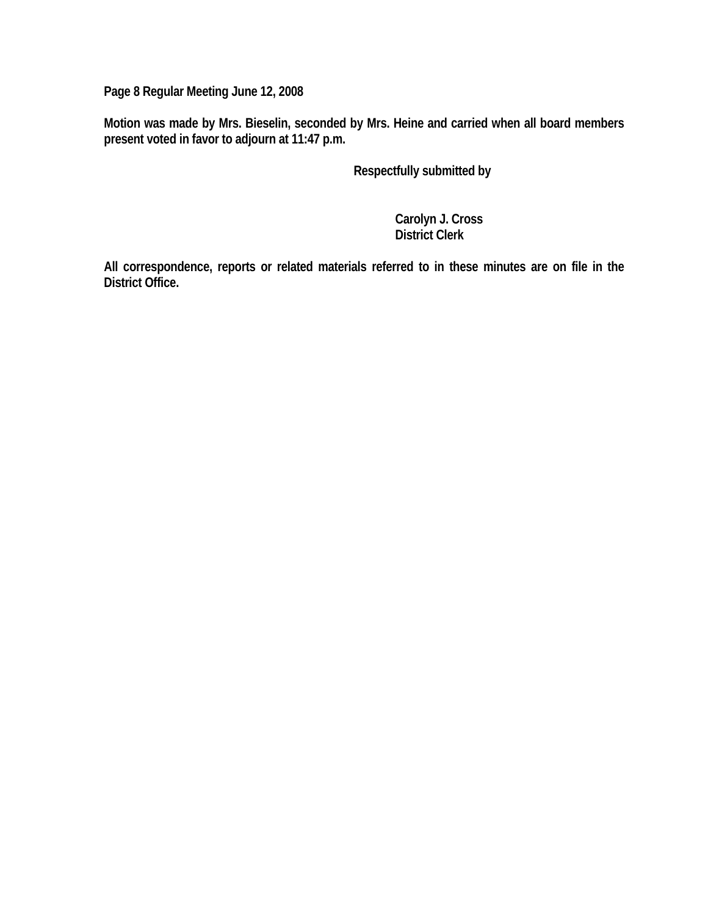**Page 8 Regular Meeting June 12, 2008**

**Motion was made by Mrs. Bieselin, seconded by Mrs. Heine and carried when all board members present voted in favor to adjourn at 11:47 p.m.**

**Respectfully submitted by**

**Carolyn J. Cross**
**District Clerk**

**All correspondence, reports or related materials referred to in these minutes are on file in the District Office.**